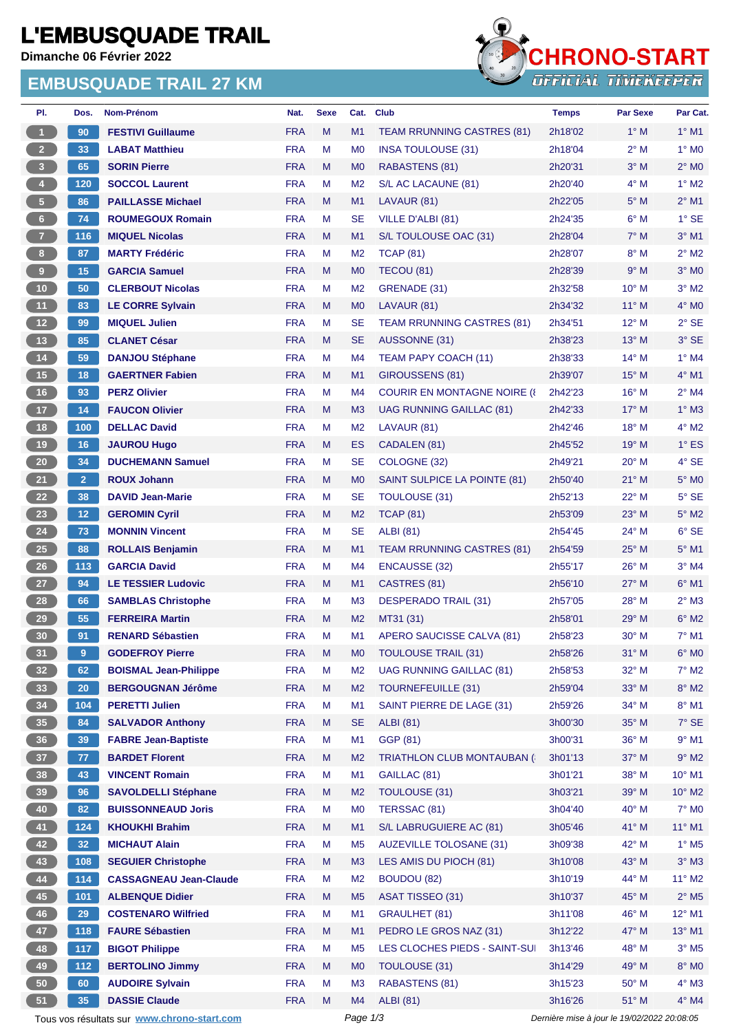# L'EMBUSQUADE TRAIL

**Dimanche 06 Février 2022**

## EMBUSQUADE TRAIL 27 KM

CHRONO-START
OFFICIAL TIMEKEEPER

| Pl. | Dos. | Nom-Prénom | Nat. | Sexe | Cat. | Club | Temps | Par Sexe | Par Cat. |
|---|---|---|---|---|---|---|---|---|---|
| 1 | 90 | **FESTIVI Guillaume** | FRA | M | M1 | TEAM RRUNNING CASTRES (81) | 2h18'02 | 1° M | 1° M1 |
| 2 | 33 | **LABAT Matthieu** | FRA | M | M0 | INSA TOULOUSE (31) | 2h18'04 | 2° M | 1° M0 |
| 3 | 65 | **SORIN Pierre** | FRA | M | M0 | RABASTENS (81) | 2h20'31 | 3° M | 2° M0 |
| 4 | 120 | **SOCCOL Laurent** | FRA | M | M2 | S/L AC LACAUNE (81) | 2h20'40 | 4° M | 1° M2 |
| 5 | 86 | **PAILLASSE Michael** | FRA | M | M1 | LAVAUR (81) | 2h22'05 | 5° M | 2° M1 |
| 6 | 74 | **ROUMEGOUX Romain** | FRA | M | SE | VILLE D'ALBI (81) | 2h24'35 | 6° M | 1° SE |
| 7 | 116 | **MIQUEL Nicolas** | FRA | M | M1 | S/L TOULOUSE OAC (31) | 2h28'04 | 7° M | 3° M1 |
| 8 | 87 | **MARTY Frédéric** | FRA | M | M2 | TCAP (81) | 2h28'07 | 8° M | 2° M2 |
| 9 | 15 | **GARCIA Samuel** | FRA | M | M0 | TECOU (81) | 2h28'39 | 9° M | 3° M0 |
| 10 | 50 | **CLERBOUT Nicolas** | FRA | M | M2 | GRENADE (31) | 2h32'58 | 10° M | 3° M2 |
| 11 | 83 | **LE CORRE Sylvain** | FRA | M | M0 | LAVAUR (81) | 2h34'32 | 11° M | 4° M0 |
| 12 | 99 | **MIQUEL Julien** | FRA | M | SE | TEAM RRUNNING CASTRES (81) | 2h34'51 | 12° M | 2° SE |
| 13 | 85 | **CLANET César** | FRA | M | SE | AUSSONNE (31) | 2h38'23 | 13° M | 3° SE |
| 14 | 59 | **DANJOU Stéphane** | FRA | M | M4 | TEAM PAPY COACH (11) | 2h38'33 | 14° M | 1° M4 |
| 15 | 18 | **GAERTNER Fabien** | FRA | M | M1 | GIROUSSENS (81) | 2h39'07 | 15° M | 4° M1 |
| 16 | 93 | **PERZ Olivier** | FRA | M | M4 | COURIR EN MONTAGNE NOIRE (8 | 2h42'23 | 16° M | 2° M4 |
| 17 | 14 | **FAUCON Olivier** | FRA | M | M3 | UAG RUNNING GAILLAC (81) | 2h42'33 | 17° M | 1° M3 |
| 18 | 100 | **DELLAC David** | FRA | M | M2 | LAVAUR (81) | 2h42'46 | 18° M | 4° M2 |
| 19 | 16 | **JAUROU Hugo** | FRA | M | ES | CADALEN (81) | 2h45'52 | 19° M | 1° ES |
| 20 | 34 | **DUCHEMANN Samuel** | FRA | M | SE | COLOGNE (32) | 2h49'21 | 20° M | 4° SE |
| 21 | 2 | **ROUX Johann** | FRA | M | M0 | SAINT SULPICE LA POINTE (81) | 2h50'40 | 21° M | 5° M0 |
| 22 | 38 | **DAVID Jean-Marie** | FRA | M | SE | TOULOUSE (31) | 2h52'13 | 22° M | 5° SE |
| 23 | 12 | **GEROMIN Cyril** | FRA | M | M2 | TCAP (81) | 2h53'09 | 23° M | 5° M2 |
| 24 | 73 | **MONNIN Vincent** | FRA | M | SE | ALBI (81) | 2h54'45 | 24° M | 6° SE |
| 25 | 88 | **ROLLAIS Benjamin** | FRA | M | M1 | TEAM RRUNNING CASTRES (81) | 2h54'59 | 25° M | 5° M1 |
| 26 | 113 | **GARCIA David** | FRA | M | M4 | ENCAUSSE (32) | 2h55'17 | 26° M | 3° M4 |
| 27 | 94 | **LE TESSIER Ludovic** | FRA | M | M1 | CASTRES (81) | 2h56'10 | 27° M | 6° M1 |
| 28 | 66 | **SAMBLAS Christophe** | FRA | M | M3 | DESPERADO TRAIL (31) | 2h57'05 | 28° M | 2° M3 |
| 29 | 55 | **FERREIRA Martin** | FRA | M | M2 | MT31 (31) | 2h58'01 | 29° M | 6° M2 |
| 30 | 91 | **RENARD Sébastien** | FRA | M | M1 | APERO SAUCISSE CALVA (81) | 2h58'23 | 30° M | 7° M1 |
| 31 | 9 | **GODEFROY Pierre** | FRA | M | M0 | TOULOUSE TRAIL (31) | 2h58'26 | 31° M | 6° M0 |
| 32 | 62 | **BOISMAL Jean-Philippe** | FRA | M | M2 | UAG RUNNING GAILLAC (81) | 2h58'53 | 32° M | 7° M2 |
| 33 | 20 | **BERGOUGNAN Jérôme** | FRA | M | M2 | TOURNEFEUILLE (31) | 2h59'04 | 33° M | 8° M2 |
| 34 | 104 | **PERETTI Julien** | FRA | M | M1 | SAINT PIERRE DE LAGE (31) | 2h59'26 | 34° M | 8° M1 |
| 35 | 84 | **SALVADOR Anthony** | FRA | M | SE | ALBI (81) | 3h00'30 | 35° M | 7° SE |
| 36 | 39 | **FABRE Jean-Baptiste** | FRA | M | M1 | GGP (81) | 3h00'31 | 36° M | 9° M1 |
| 37 | 77 | **BARDET Florent** | FRA | M | M2 | TRIATHLON CLUB MONTAUBAN ( | 3h01'13 | 37° M | 9° M2 |
| 38 | 43 | **VINCENT Romain** | FRA | M | M1 | GAILLAC (81) | 3h01'21 | 38° M | 10° M1 |
| 39 | 96 | **SAVOLDELLI Stéphane** | FRA | M | M2 | TOULOUSE (31) | 3h03'21 | 39° M | 10° M2 |
| 40 | 82 | **BUISSONNEAUD Joris** | FRA | M | M0 | TERSSAC (81) | 3h04'40 | 40° M | 7° M0 |
| 41 | 124 | **KHOUKHI Brahim** | FRA | M | M1 | S/L LABRUGUIERE AC (81) | 3h05'46 | 41° M | 11° M1 |
| 42 | 32 | **MICHAUT Alain** | FRA | M | M5 | AUZEVILLE TOLOSANE (31) | 3h09'38 | 42° M | 1° M5 |
| 43 | 108 | **SEGUIER Christophe** | FRA | M | M3 | LES AMIS DU PIOCH (81) | 3h10'08 | 43° M | 3° M3 |
| 44 | 114 | **CASSAGNEAU Jean-Claude** | FRA | M | M2 | BOUDOU (82) | 3h10'19 | 44° M | 11° M2 |
| 45 | 101 | **ALBENQUE Didier** | FRA | M | M5 | ASAT TISSEO (31) | 3h10'37 | 45° M | 2° M5 |
| 46 | 29 | **COSTENARO Wilfried** | FRA | M | M1 | GRAULHET (81) | 3h11'08 | 46° M | 12° M1 |
| 47 | 118 | **FAURE Sébastien** | FRA | M | M1 | PEDRO LE GROS NAZ (31) | 3h12'22 | 47° M | 13° M1 |
| 48 | 117 | **BIGOT Philippe** | FRA | M | M5 | LES CLOCHES PIEDS - SAINT-SUI | 3h13'46 | 48° M | 3° M5 |
| 49 | 112 | **BERTOLINO Jimmy** | FRA | M | M0 | TOULOUSE (31) | 3h14'29 | 49° M | 8° M0 |
| 50 | 60 | **AUDOIRE Sylvain** | FRA | M | M3 | RABASTENS (81) | 3h15'23 | 50° M | 4° M3 |
| 51 | 35 | **DASSIE Claude** | FRA | M | M4 | ALBI (81) | 3h16'26 | 51° M | 4° M4 |

Tous vos résultats sur www.chrono-start.com

*Dernière mise à jour le 19/02/2022 20:08:05*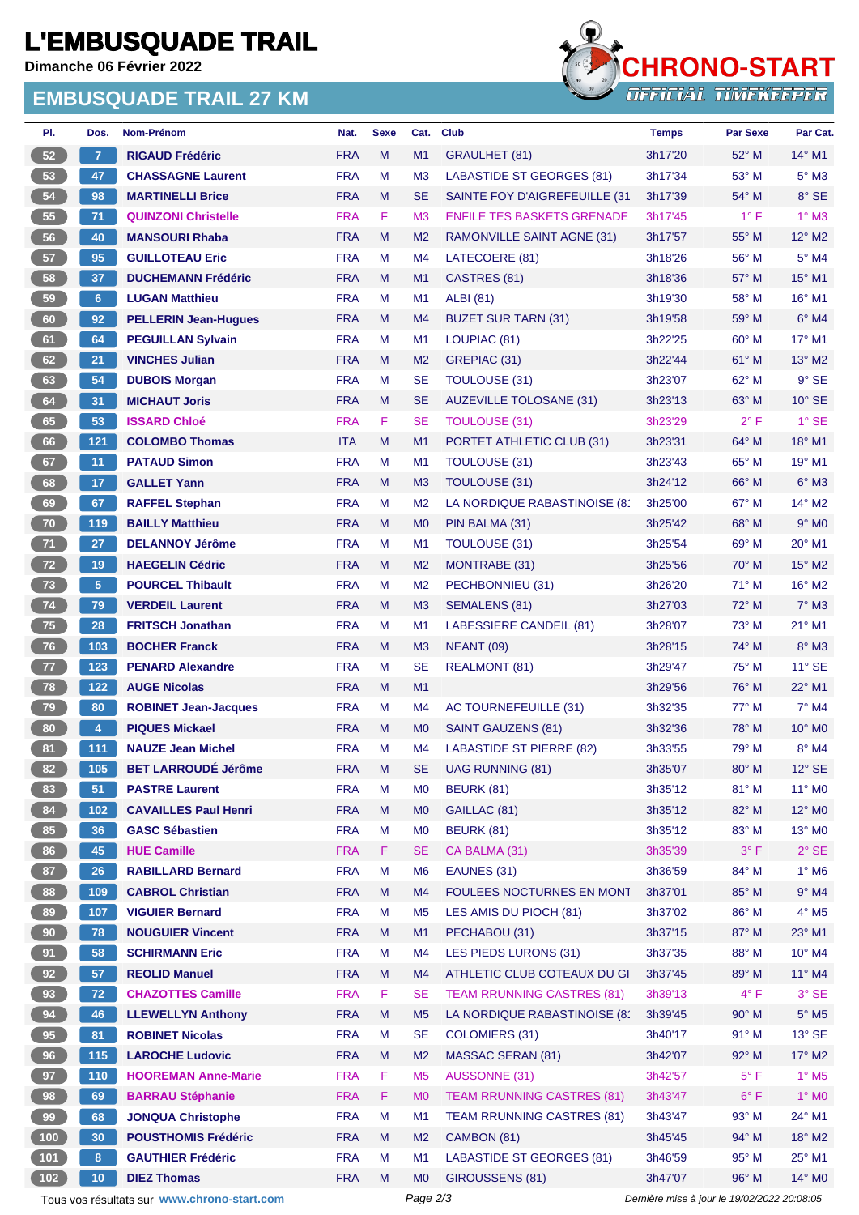# L'EMBUSQUADE TRAIL

**Dimanche 06 Février 2022**

## EMBUSQUADE TRAIL 27 KM

CHRONO-START
OFFICIAL TIMEKEEPER

| Pl. | Dos. | Nom-Prénom | Nat. | Sexe | Cat. | Club | Temps | Par Sexe | Par Cat. |
|---|---|---|---|---|---|---|---|---|---|
| 52 | 7 | RIGAUD Frédéric | FRA | M | M1 | GRAULHET (81) | 3h17'20 | 52° M | 14° M1 |
| 53 | 47 | CHASSAGNE Laurent | FRA | M | M3 | LABASTIDE ST GEORGES (81) | 3h17'34 | 53° M | 5° M3 |
| 54 | 98 | MARTINELLI Brice | FRA | M | SE | SAINTE FOY D'AIGREFEUILLE (31 | 3h17'39 | 54° M | 8° SE |
| 55 | 71 | QUINZONI Christelle | FRA | F | M3 | ENFILE TES BASKETS GRENADE | 3h17'45 | 1° F | 1° M3 |
| 56 | 40 | MANSOURI Rhaba | FRA | M | M2 | RAMONVILLE SAINT AGNE (31) | 3h17'57 | 55° M | 12° M2 |
| 57 | 95 | GUILLOTEAU Eric | FRA | M | M4 | LATECOERE (81) | 3h18'26 | 56° M | 5° M4 |
| 58 | 37 | DUCHEMANN Frédéric | FRA | M | M1 | CASTRES (81) | 3h18'36 | 57° M | 15° M1 |
| 59 | 6 | LUGAN Matthieu | FRA | M | M1 | ALBI (81) | 3h19'30 | 58° M | 16° M1 |
| 60 | 92 | PELLERIN Jean-Hugues | FRA | M | M4 | BUZET SUR TARN (31) | 3h19'58 | 59° M | 6° M4 |
| 61 | 64 | PEGUILLAN Sylvain | FRA | M | M1 | LOUPIAC (81) | 3h22'25 | 60° M | 17° M1 |
| 62 | 21 | VINCHES Julian | FRA | M | M2 | GREPIAC (31) | 3h22'44 | 61° M | 13° M2 |
| 63 | 54 | DUBOIS Morgan | FRA | M | SE | TOULOUSE (31) | 3h23'07 | 62° M | 9° SE |
| 64 | 31 | MICHAUT Joris | FRA | M | SE | AUZEVILLE TOLOSANE (31) | 3h23'13 | 63° M | 10° SE |
| 65 | 53 | ISSARD Chloé | FRA | F | SE | TOULOUSE (31) | 3h23'29 | 2° F | 1° SE |
| 66 | 121 | COLOMBO Thomas | ITA | M | M1 | PORTET ATHLETIC CLUB (31) | 3h23'31 | 64° M | 18° M1 |
| 67 | 11 | PATAUD Simon | FRA | M | M1 | TOULOUSE (31) | 3h23'43 | 65° M | 19° M1 |
| 68 | 17 | GALLET Yann | FRA | M | M3 | TOULOUSE (31) | 3h24'12 | 66° M | 6° M3 |
| 69 | 67 | RAFFEL Stephan | FRA | M | M2 | LA NORDIQUE RABASTINOISE (8: | 3h25'00 | 67° M | 14° M2 |
| 70 | 119 | BAILLY Matthieu | FRA | M | M0 | PIN BALMA (31) | 3h25'42 | 68° M | 9° M0 |
| 71 | 27 | DELANNOY Jérôme | FRA | M | M1 | TOULOUSE (31) | 3h25'54 | 69° M | 20° M1 |
| 72 | 19 | HAEGELIN Cédric | FRA | M | M2 | MONTRABE (31) | 3h25'56 | 70° M | 15° M2 |
| 73 | 5 | POURCEL Thibault | FRA | M | M2 | PECHBONNIEU (31) | 3h26'20 | 71° M | 16° M2 |
| 74 | 79 | VERDEIL Laurent | FRA | M | M3 | SEMALENS (81) | 3h27'03 | 72° M | 7° M3 |
| 75 | 28 | FRITSCH Jonathan | FRA | M | M1 | LABESSIERE CANDEIL (81) | 3h28'07 | 73° M | 21° M1 |
| 76 | 103 | BOCHER Franck | FRA | M | M3 | NEANT (09) | 3h28'15 | 74° M | 8° M3 |
| 77 | 123 | PENARD Alexandre | FRA | M | SE | REALMONT (81) | 3h29'47 | 75° M | 11° SE |
| 78 | 122 | AUGE Nicolas | FRA | M | M1 | | 3h29'56 | 76° M | 22° M1 |
| 79 | 80 | ROBINET Jean-Jacques | FRA | M | M4 | AC TOURNEFEUILLE (31) | 3h32'35 | 77° M | 7° M4 |
| 80 | 4 | PIQUES Mickael | FRA | M | M0 | SAINT GAUZENS (81) | 3h32'36 | 78° M | 10° M0 |
| 81 | 111 | NAUZE Jean Michel | FRA | M | M4 | LABASTIDE ST PIERRE (82) | 3h33'55 | 79° M | 8° M4 |
| 82 | 105 | BET LARROUDÉ Jérôme | FRA | M | SE | UAG RUNNING (81) | 3h35'07 | 80° M | 12° SE |
| 83 | 51 | PASTRE Laurent | FRA | M | M0 | BEURK (81) | 3h35'12 | 81° M | 11° M0 |
| 84 | 102 | CAVAILLES Paul Henri | FRA | M | M0 | GAILLAC (81) | 3h35'12 | 82° M | 12° M0 |
| 85 | 36 | GASC Sébastien | FRA | M | M0 | BEURK (81) | 3h35'12 | 83° M | 13° M0 |
| 86 | 45 | HUE Camille | FRA | F | SE | CA BALMA (31) | 3h35'39 | 3° F | 2° SE |
| 87 | 26 | RABILLARD Bernard | FRA | M | M6 | EAUNES (31) | 3h36'59 | 84° M | 1° M6 |
| 88 | 109 | CABROL Christian | FRA | M | M4 | FOULEES NOCTURNES EN MONT | 3h37'01 | 85° M | 9° M4 |
| 89 | 107 | VIGUIER Bernard | FRA | M | M5 | LES AMIS DU PIOCH (81) | 3h37'02 | 86° M | 4° M5 |
| 90 | 78 | NOUGUIER Vincent | FRA | M | M1 | PECHABOU (31) | 3h37'15 | 87° M | 23° M1 |
| 91 | 58 | SCHIRMANN Eric | FRA | M | M4 | LES PIEDS LURONS (31) | 3h37'35 | 88° M | 10° M4 |
| 92 | 57 | REOLID Manuel | FRA | M | M4 | ATHLETIC CLUB COTEAUX DU GI | 3h37'45 | 89° M | 11° M4 |
| 93 | 72 | CHAZOTTES Camille | FRA | F | SE | TEAM RRUNNING CASTRES (81) | 3h39'13 | 4° F | 3° SE |
| 94 | 46 | LLEWELLYN Anthony | FRA | M | M5 | LA NORDIQUE RABASTINOISE (8: | 3h39'45 | 90° M | 5° M5 |
| 95 | 81 | ROBINET Nicolas | FRA | M | SE | COLOMIERS (31) | 3h40'17 | 91° M | 13° SE |
| 96 | 115 | LAROCHE Ludovic | FRA | M | M2 | MASSAC SERAN (81) | 3h42'07 | 92° M | 17° M2 |
| 97 | 110 | HOOREMAN Anne-Marie | FRA | F | M5 | AUSSONNE (31) | 3h42'57 | 5° F | 1° M5 |
| 98 | 69 | BARRAU Stéphanie | FRA | F | M0 | TEAM RRUNNING CASTRES (81) | 3h43'47 | 6° F | 1° M0 |
| 99 | 68 | JONQUA Christophe | FRA | M | M1 | TEAM RRUNNING CASTRES (81) | 3h43'47 | 93° M | 24° M1 |
| 100 | 30 | POUSTHOMIS Frédéric | FRA | M | M2 | CAMBON (81) | 3h45'45 | 94° M | 18° M2 |
| 101 | 8 | GAUTHIER Frédéric | FRA | M | M1 | LABASTIDE ST GEORGES (81) | 3h46'59 | 95° M | 25° M1 |
| 102 | 10 | DIEZ Thomas | FRA | M | M0 | GIROUSSENS (81) | 3h47'07 | 96° M | 14° M0 |

Tous vos résultats sur www.chrono-start.com

*Dernière mise à jour le 19/02/2022 20:08:05*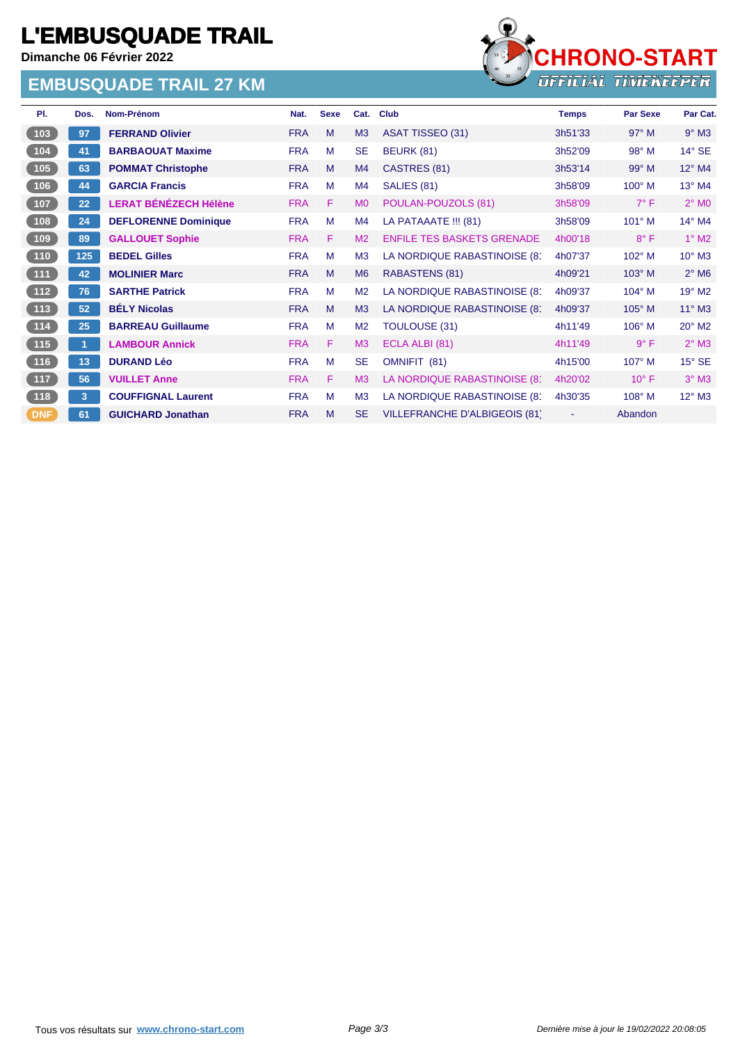# L'EMBUSQUADE TRAIL

**Dimanche 06 Février 2022**

## EMBUSQUADE TRAIL 27 KM

CHRONO-START
OFFICIAL TIMEKEEPER

| Pl. | Dos. | Nom-Prénom | Nat. | Sexe | Cat. | Club | Temps | Par Sexe | Par Cat. |
|---|---|---|---|---|---|---|---|---|---|
| 103 | 97 | **FERRAND Olivier** | FRA | M | M3 | ASAT TISSEO (31) | 3h51'33 | 97° M | 9° M3 |
| 104 | 41 | **BARBAOUAT Maxime** | FRA | M | SE | BEURK (81) | 3h52'09 | 98° M | 14° SE |
| 105 | 63 | **POMMAT Christophe** | FRA | M | M4 | CASTRES (81) | 3h53'14 | 99° M | 12° M4 |
| 106 | 44 | **GARCIA Francis** | FRA | M | M4 | SALIES (81) | 3h58'09 | 100° M | 13° M4 |
| 107 | 22 | **LERAT BÉNÉZECH Hélène** | FRA | F | M0 | POULAN-POUZOLS (81) | 3h58'09 | 7° F | 2° M0 |
| 108 | 24 | **DEFLORENNE Dominique** | FRA | M | M4 | LA PATAAATE !!! (81) | 3h58'09 | 101° M | 14° M4 |
| 109 | 89 | **GALLOUET Sophie** | FRA | F | M2 | ENFILE TES BASKETS GRENADE | 4h00'18 | 8° F | 1° M2 |
| 110 | 125 | **BEDEL Gilles** | FRA | M | M3 | LA NORDIQUE RABASTINOISE (8: | 4h07'37 | 102° M | 10° M3 |
| 111 | 42 | **MOLINIER Marc** | FRA | M | M6 | RABASTENS (81) | 4h09'21 | 103° M | 2° M6 |
| 112 | 76 | **SARTHE Patrick** | FRA | M | M2 | LA NORDIQUE RABASTINOISE (8: | 4h09'37 | 104° M | 19° M2 |
| 113 | 52 | **BÉLY Nicolas** | FRA | M | M3 | LA NORDIQUE RABASTINOISE (8: | 4h09'37 | 105° M | 11° M3 |
| 114 | 25 | **BARREAU Guillaume** | FRA | M | M2 | TOULOUSE (31) | 4h11'49 | 106° M | 20° M2 |
| 115 | 1 | **LAMBOUR Annick** | FRA | F | M3 | ECLA ALBI (81) | 4h11'49 | 9° F | 2° M3 |
| 116 | 13 | **DURAND Léo** | FRA | M | SE | OMNIFIT (81) | 4h15'00 | 107° M | 15° SE |
| 117 | 56 | **VUILLET Anne** | FRA | F | M3 | LA NORDIQUE RABASTINOISE (8: | 4h20'02 | 10° F | 3° M3 |
| 118 | 3 | **COUFFIGNAL Laurent** | FRA | M | M3 | LA NORDIQUE RABASTINOISE (8: | 4h30'35 | 108° M | 12° M3 |
| DNF | 61 | **GUICHARD Jonathan** | FRA | M | SE | VILLEFRANCHE D'ALBIGEOIS (81) | - | Abandon | |

Tous vos résultats sur www.chrono-start.com

*Dernière mise à jour le 19/02/2022 20:08:05*